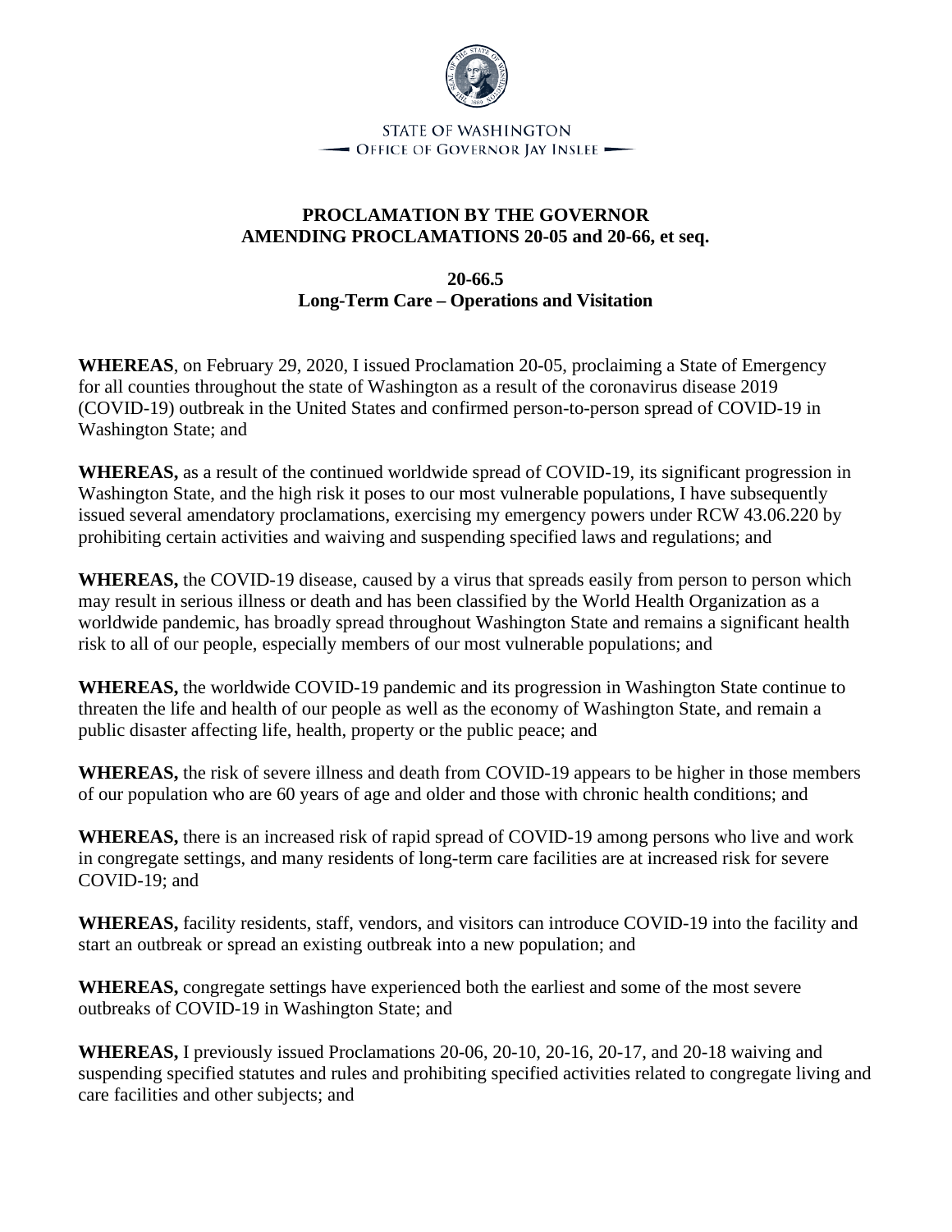STATE OF WASHINGTON
OFFICE OF GOVERNOR JAY INSLEE

# PROCLAMATION BY THE GOVERNOR AMENDING PROCLAMATIONS 20-05 and 20-66, et seq.

## 20-66.5
## Long-Term Care – Operations and Visitation

**WHEREAS**, on February 29, 2020, I issued Proclamation 20-05, proclaiming a State of Emergency for all counties throughout the state of Washington as a result of the coronavirus disease 2019 (COVID-19) outbreak in the United States and confirmed person-to-person spread of COVID-19 in Washington State; and

**WHEREAS,** as a result of the continued worldwide spread of COVID-19, its significant progression in Washington State, and the high risk it poses to our most vulnerable populations, I have subsequently issued several amendatory proclamations, exercising my emergency powers under RCW 43.06.220 by prohibiting certain activities and waiving and suspending specified laws and regulations; and

**WHEREAS,** the COVID-19 disease, caused by a virus that spreads easily from person to person which may result in serious illness or death and has been classified by the World Health Organization as a worldwide pandemic, has broadly spread throughout Washington State and remains a significant health risk to all of our people, especially members of our most vulnerable populations; and

**WHEREAS,** the worldwide COVID-19 pandemic and its progression in Washington State continue to threaten the life and health of our people as well as the economy of Washington State, and remain a public disaster affecting life, health, property or the public peace; and

**WHEREAS,** the risk of severe illness and death from COVID-19 appears to be higher in those members of our population who are 60 years of age and older and those with chronic health conditions; and

**WHEREAS,** there is an increased risk of rapid spread of COVID-19 among persons who live and work in congregate settings, and many residents of long-term care facilities are at increased risk for severe COVID-19; and

**WHEREAS,** facility residents, staff, vendors, and visitors can introduce COVID-19 into the facility and start an outbreak or spread an existing outbreak into a new population; and

**WHEREAS,** congregate settings have experienced both the earliest and some of the most severe outbreaks of COVID-19 in Washington State; and

**WHEREAS,** I previously issued Proclamations 20-06, 20-10, 20-16, 20-17, and 20-18 waiving and suspending specified statutes and rules and prohibiting specified activities related to congregate living and care facilities and other subjects; and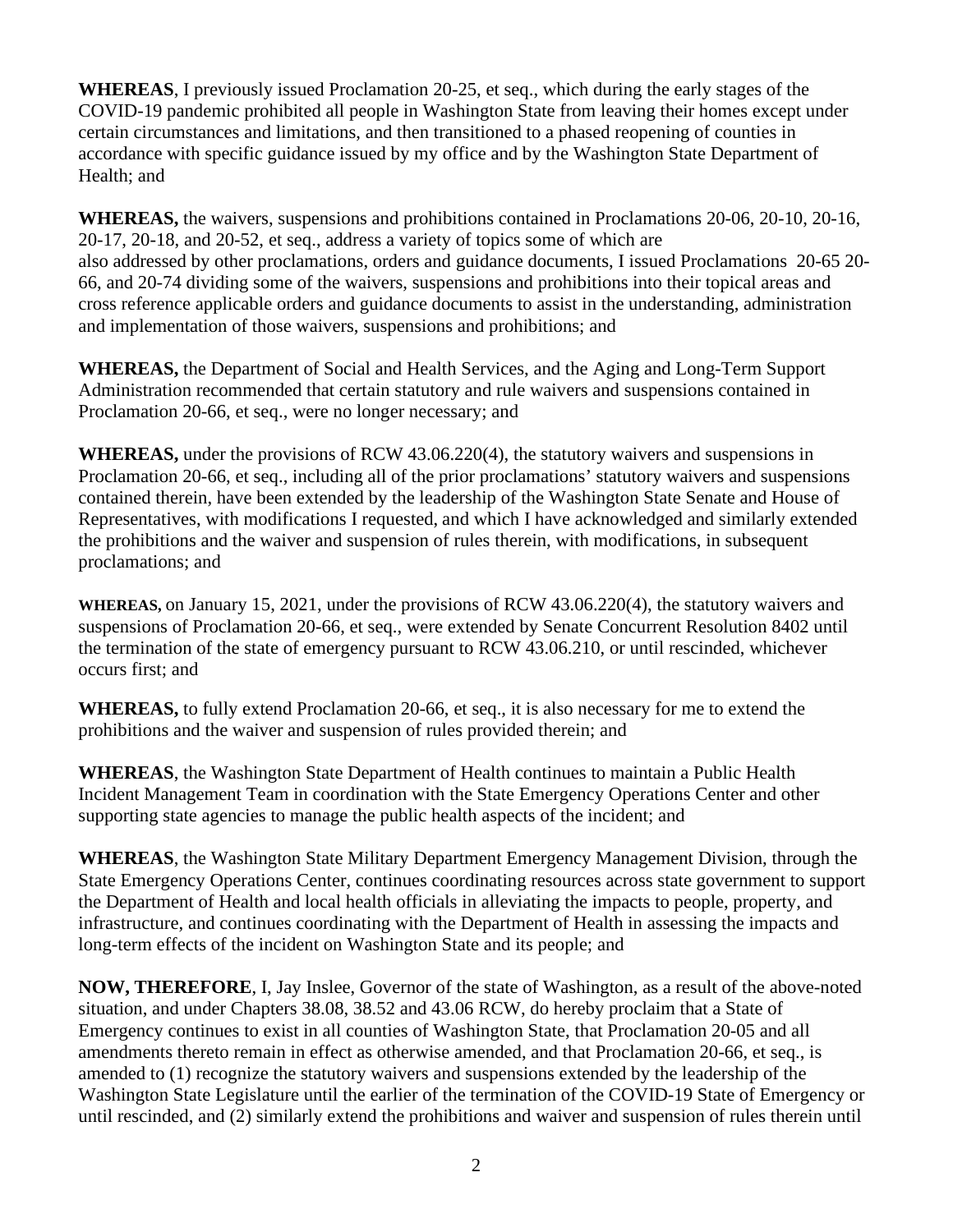**WHEREAS**, I previously issued Proclamation 20-25, et seq., which during the early stages of the COVID-19 pandemic prohibited all people in Washington State from leaving their homes except under certain circumstances and limitations, and then transitioned to a phased reopening of counties in accordance with specific guidance issued by my office and by the Washington State Department of Health; and

**WHEREAS,** the waivers, suspensions and prohibitions contained in Proclamations 20-06, 20-10, 20-16, 20-17, 20-18, and 20-52, et seq., address a variety of topics some of which are also addressed by other proclamations, orders and guidance documents, I issued Proclamations 20-65 20-66, and 20-74 dividing some of the waivers, suspensions and prohibitions into their topical areas and cross reference applicable orders and guidance documents to assist in the understanding, administration and implementation of those waivers, suspensions and prohibitions; and

**WHEREAS,** the Department of Social and Health Services, and the Aging and Long-Term Support Administration recommended that certain statutory and rule waivers and suspensions contained in Proclamation 20-66, et seq., were no longer necessary; and

**WHEREAS,** under the provisions of RCW 43.06.220(4), the statutory waivers and suspensions in Proclamation 20-66, et seq., including all of the prior proclamations' statutory waivers and suspensions contained therein, have been extended by the leadership of the Washington State Senate and House of Representatives, with modifications I requested, and which I have acknowledged and similarly extended the prohibitions and the waiver and suspension of rules therein, with modifications, in subsequent proclamations; and

**WHEREAS,** on January 15, 2021, under the provisions of RCW 43.06.220(4), the statutory waivers and suspensions of Proclamation 20-66, et seq., were extended by Senate Concurrent Resolution 8402 until the termination of the state of emergency pursuant to RCW 43.06.210, or until rescinded, whichever occurs first; and

**WHEREAS,** to fully extend Proclamation 20-66, et seq., it is also necessary for me to extend the prohibitions and the waiver and suspension of rules provided therein; and

**WHEREAS**, the Washington State Department of Health continues to maintain a Public Health Incident Management Team in coordination with the State Emergency Operations Center and other supporting state agencies to manage the public health aspects of the incident; and

**WHEREAS**, the Washington State Military Department Emergency Management Division, through the State Emergency Operations Center, continues coordinating resources across state government to support the Department of Health and local health officials in alleviating the impacts to people, property, and infrastructure, and continues coordinating with the Department of Health in assessing the impacts and long-term effects of the incident on Washington State and its people; and

**NOW, THEREFORE**, I, Jay Inslee, Governor of the state of Washington, as a result of the above-noted situation, and under Chapters 38.08, 38.52 and 43.06 RCW, do hereby proclaim that a State of Emergency continues to exist in all counties of Washington State, that Proclamation 20-05 and all amendments thereto remain in effect as otherwise amended, and that Proclamation 20-66, et seq., is amended to (1) recognize the statutory waivers and suspensions extended by the leadership of the Washington State Legislature until the earlier of the termination of the COVID-19 State of Emergency or until rescinded, and (2) similarly extend the prohibitions and waiver and suspension of rules therein until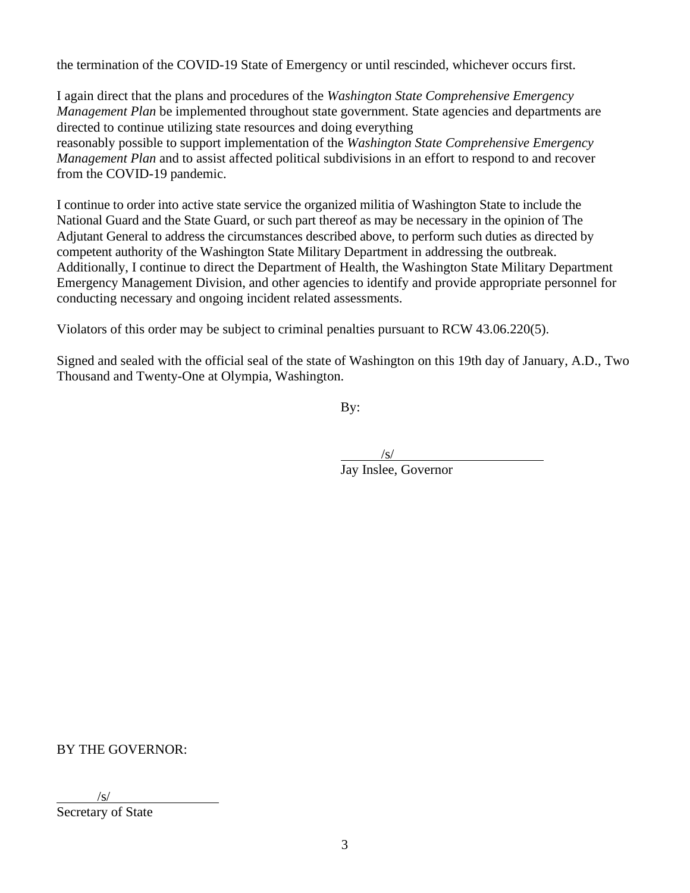the termination of the COVID-19 State of Emergency or until rescinded, whichever occurs first.

I again direct that the plans and procedures of the *Washington State Comprehensive Emergency Management Plan* be implemented throughout state government. State agencies and departments are directed to continue utilizing state resources and doing everything reasonably possible to support implementation of the *Washington State Comprehensive Emergency Management Plan* and to assist affected political subdivisions in an effort to respond to and recover from the COVID-19 pandemic.

I continue to order into active state service the organized militia of Washington State to include the National Guard and the State Guard, or such part thereof as may be necessary in the opinion of The Adjutant General to address the circumstances described above, to perform such duties as directed by competent authority of the Washington State Military Department in addressing the outbreak. Additionally, I continue to direct the Department of Health, the Washington State Military Department Emergency Management Division, and other agencies to identify and provide appropriate personnel for conducting necessary and ongoing incident related assessments.

Violators of this order may be subject to criminal penalties pursuant to RCW 43.06.220(5).

Signed and sealed with the official seal of the state of Washington on this 19th day of January, A.D., Two Thousand and Twenty-One at Olympia, Washington.

By:

/s/
Jay Inslee, Governor

BY THE GOVERNOR:

/s/
Secretary of State